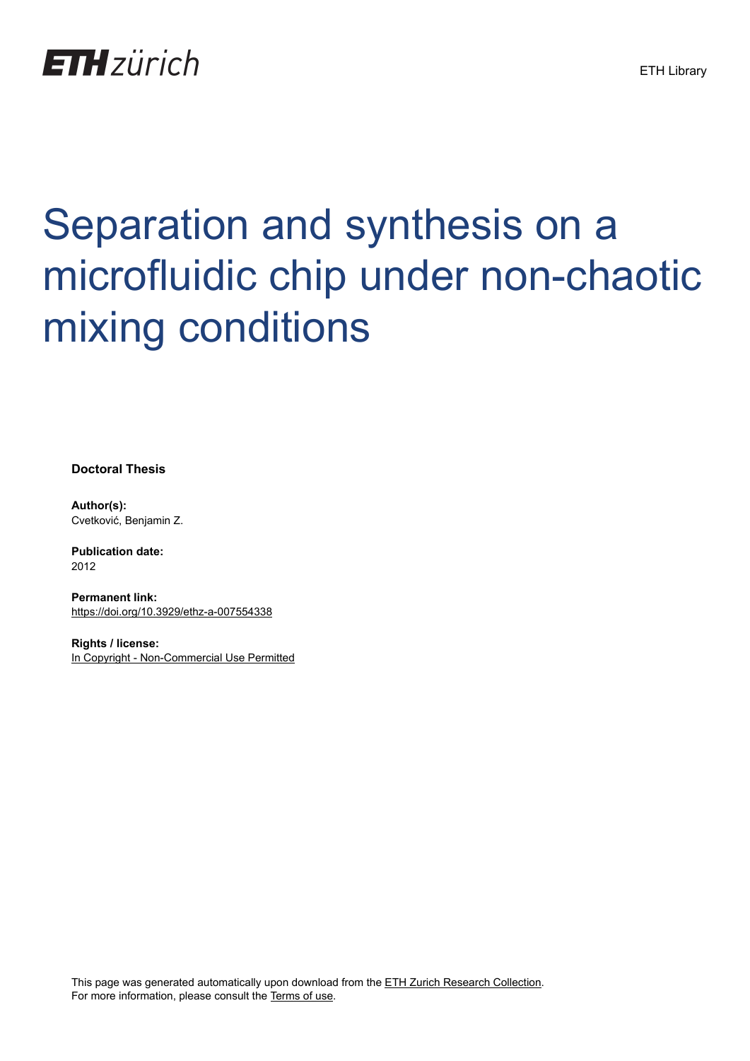ETH Library

# Separation and synthesis on a microfluidic chip under non-chaotic mixing conditions

**Doctoral Thesis**

**Author(s):**
Cvetković, Benjamin Z.

**Publication date:**
2012

**Permanent link:**
https://doi.org/10.3929/ethz-a-007554338

**Rights / license:**
In Copyright - Non-Commercial Use Permitted

This page was generated automatically upon download from the ETH Zurich Research Collection.
For more information, please consult the Terms of use.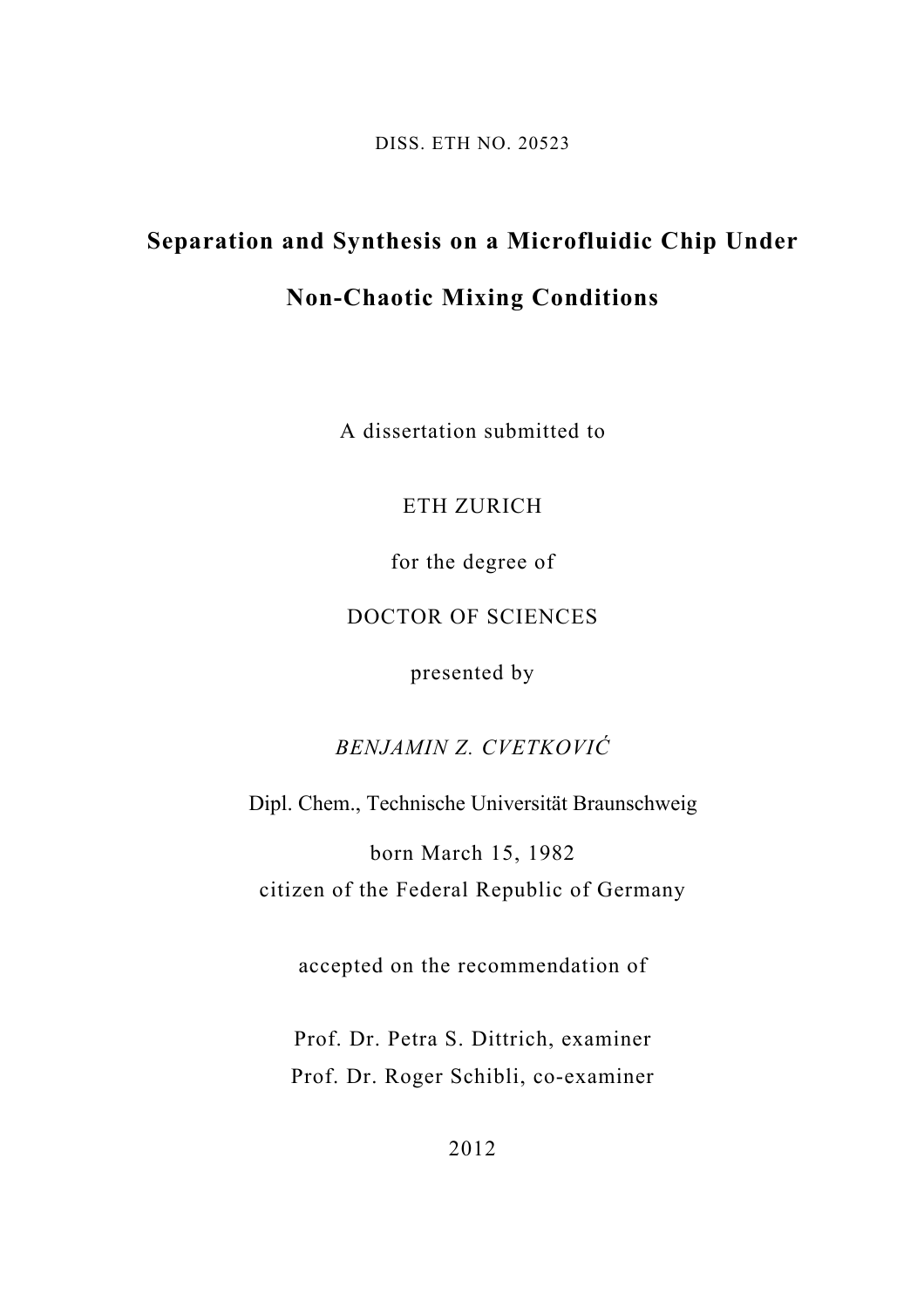DISS. ETH NO. 20523

# Separation and Synthesis on a Microfluidic Chip Under Non-Chaotic Mixing Conditions

A dissertation submitted to

ETH ZURICH

for the degree of

DOCTOR OF SCIENCES

presented by

*BENJAMIN Z. CVETKOVIĆ*

Dipl. Chem., Technische Universität Braunschweig

born March 15, 1982

citizen of the Federal Republic of Germany

accepted on the recommendation of

Prof. Dr. Petra S. Dittrich, examiner

Prof. Dr. Roger Schibli, co-examiner

2012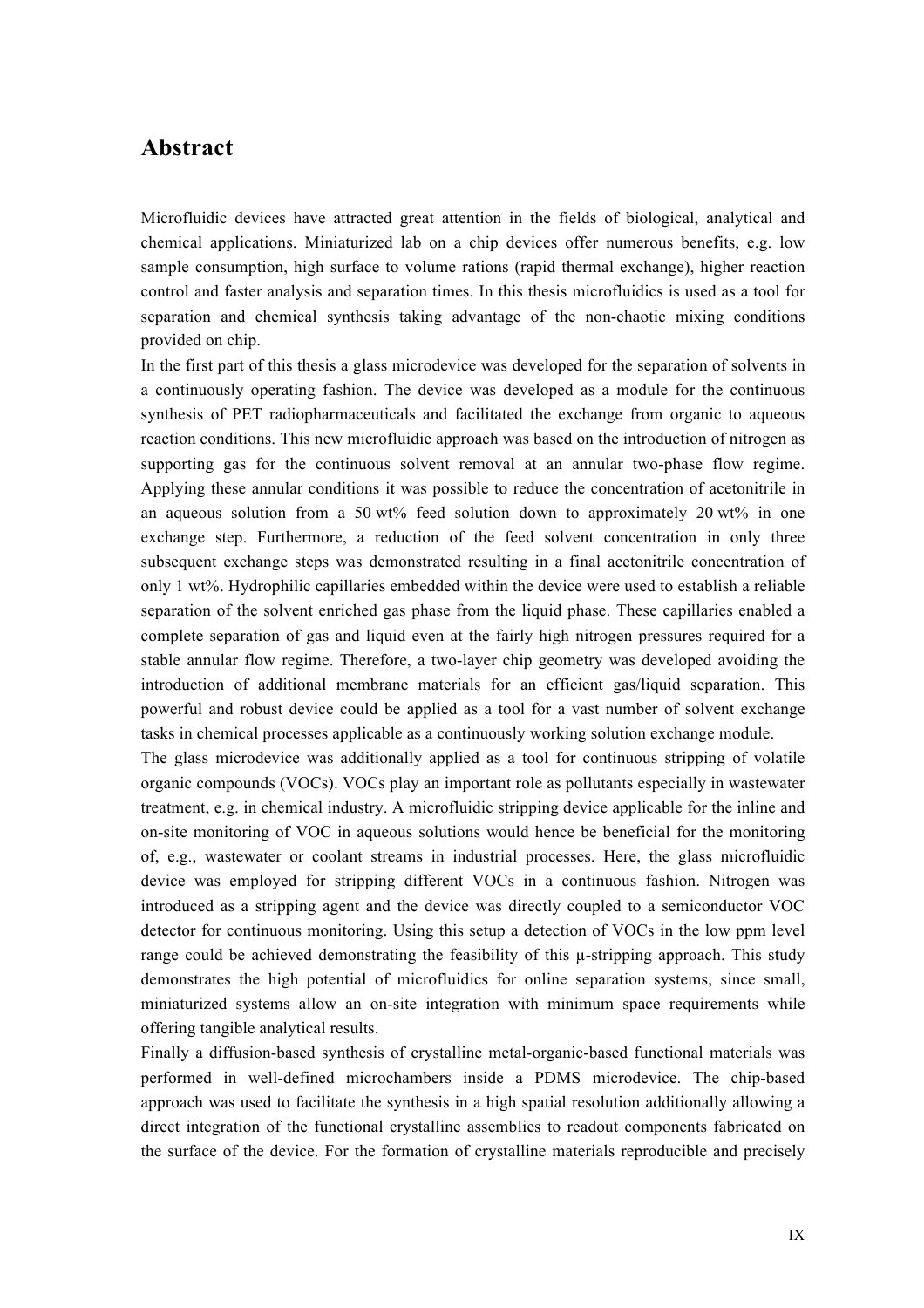## Abstract

Microfluidic devices have attracted great attention in the fields of biological, analytical and chemical applications. Miniaturized lab on a chip devices offer numerous benefits, e.g. low sample consumption, high surface to volume rations (rapid thermal exchange), higher reaction control and faster analysis and separation times. In this thesis microfluidics is used as a tool for separation and chemical synthesis taking advantage of the non-chaotic mixing conditions provided on chip.

In the first part of this thesis a glass microdevice was developed for the separation of solvents in a continuously operating fashion. The device was developed as a module for the continuous synthesis of PET radiopharmaceuticals and facilitated the exchange from organic to aqueous reaction conditions. This new microfluidic approach was based on the introduction of nitrogen as supporting gas for the continuous solvent removal at an annular two-phase flow regime. Applying these annular conditions it was possible to reduce the concentration of acetonitrile in an aqueous solution from a 50 wt% feed solution down to approximately 20 wt% in one exchange step. Furthermore, a reduction of the feed solvent concentration in only three subsequent exchange steps was demonstrated resulting in a final acetonitrile concentration of only 1 wt%. Hydrophilic capillaries embedded within the device were used to establish a reliable separation of the solvent enriched gas phase from the liquid phase. These capillaries enabled a complete separation of gas and liquid even at the fairly high nitrogen pressures required for a stable annular flow regime. Therefore, a two-layer chip geometry was developed avoiding the introduction of additional membrane materials for an efficient gas/liquid separation. This powerful and robust device could be applied as a tool for a vast number of solvent exchange tasks in chemical processes applicable as a continuously working solution exchange module.

The glass microdevice was additionally applied as a tool for continuous stripping of volatile organic compounds (VOCs). VOCs play an important role as pollutants especially in wastewater treatment, e.g. in chemical industry. A microfluidic stripping device applicable for the inline and on-site monitoring of VOC in aqueous solutions would hence be beneficial for the monitoring of, e.g., wastewater or coolant streams in industrial processes. Here, the glass microfluidic device was employed for stripping different VOCs in a continuous fashion. Nitrogen was introduced as a stripping agent and the device was directly coupled to a semiconductor VOC detector for continuous monitoring. Using this setup a detection of VOCs in the low ppm level range could be achieved demonstrating the feasibility of this µ-stripping approach. This study demonstrates the high potential of microfluidics for online separation systems, since small, miniaturized systems allow an on-site integration with minimum space requirements while offering tangible analytical results.

Finally a diffusion-based synthesis of crystalline metal-organic-based functional materials was performed in well-defined microchambers inside a PDMS microdevice. The chip-based approach was used to facilitate the synthesis in a high spatial resolution additionally allowing a direct integration of the functional crystalline assemblies to readout components fabricated on the surface of the device. For the formation of crystalline materials reproducible and precisely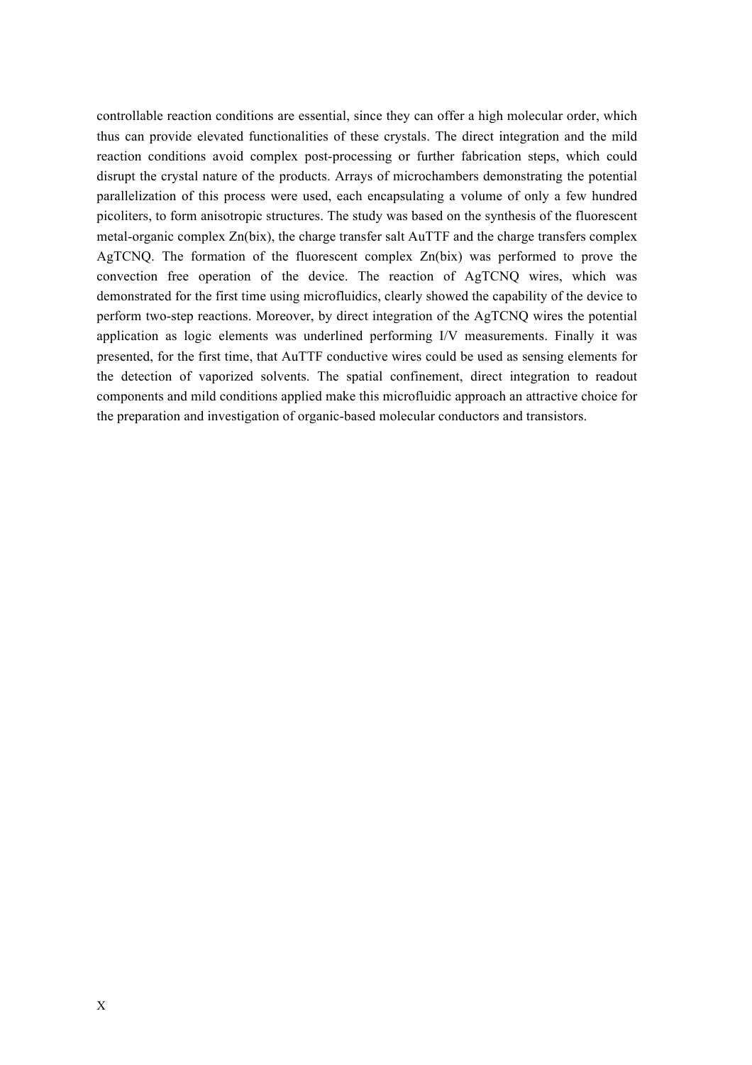controllable reaction conditions are essential, since they can offer a high molecular order, which thus can provide elevated functionalities of these crystals. The direct integration and the mild reaction conditions avoid complex post-processing or further fabrication steps, which could disrupt the crystal nature of the products. Arrays of microchambers demonstrating the potential parallelization of this process were used, each encapsulating a volume of only a few hundred picoliters, to form anisotropic structures. The study was based on the synthesis of the fluorescent metal-organic complex Zn(bix), the charge transfer salt AuTTF and the charge transfers complex AgTCNQ. The formation of the fluorescent complex Zn(bix) was performed to prove the convection free operation of the device. The reaction of AgTCNQ wires, which was demonstrated for the first time using microfluidics, clearly showed the capability of the device to perform two-step reactions. Moreover, by direct integration of the AgTCNQ wires the potential application as logic elements was underlined performing I/V measurements. Finally it was presented, for the first time, that AuTTF conductive wires could be used as sensing elements for the detection of vaporized solvents. The spatial confinement, direct integration to readout components and mild conditions applied make this microfluidic approach an attractive choice for the preparation and investigation of organic-based molecular conductors and transistors.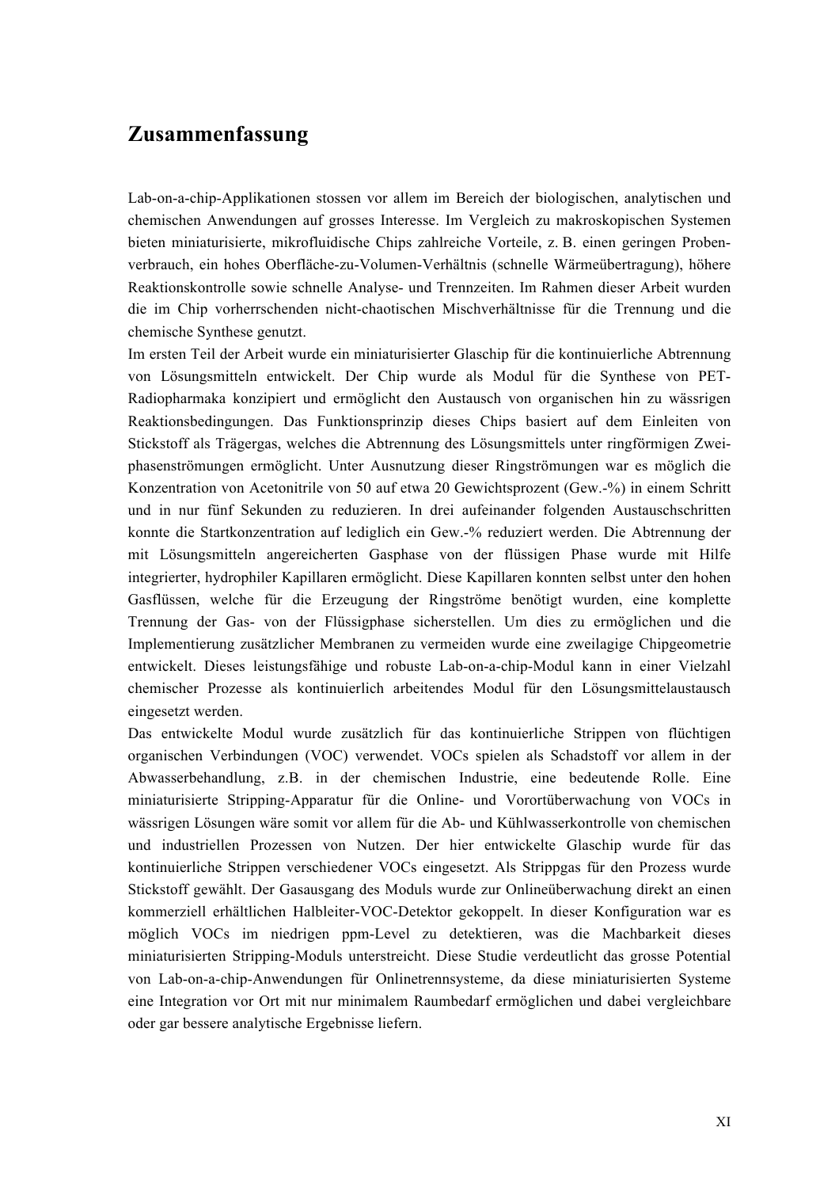# Zusammenfassung

Lab-on-a-chip-Applikationen stossen vor allem im Bereich der biologischen, analytischen und chemischen Anwendungen auf grosses Interesse. Im Vergleich zu makroskopischen Systemen bieten miniaturisierte, mikrofluidische Chips zahlreiche Vorteile, z. B. einen geringen Probenverbrauch, ein hohes Oberfläche-zu-Volumen-Verhältnis (schnelle Wärmeübertragung), höhere Reaktionskontrolle sowie schnelle Analyse- und Trennzeiten. Im Rahmen dieser Arbeit wurden die im Chip vorherrschenden nicht-chaotischen Mischverhältnisse für die Trennung und die chemische Synthese genutzt.

Im ersten Teil der Arbeit wurde ein miniaturisierter Glaschip für die kontinuierliche Abtrennung von Lösungsmitteln entwickelt. Der Chip wurde als Modul für die Synthese von PET-Radiopharmaka konzipiert und ermöglicht den Austausch von organischen hin zu wässrigen Reaktionsbedingungen. Das Funktionsprinzip dieses Chips basiert auf dem Einleiten von Stickstoff als Trägergas, welches die Abtrennung des Lösungsmittels unter ringförmigen Zweiphasenströmungen ermöglicht. Unter Ausnutzung dieser Ringströmungen war es möglich die Konzentration von Acetonitrile von 50 auf etwa 20 Gewichtsprozent (Gew.-%) in einem Schritt und in nur fünf Sekunden zu reduzieren. In drei aufeinander folgenden Austauschschritten konnte die Startkonzentration auf lediglich ein Gew.-% reduziert werden. Die Abtrennung der mit Lösungsmitteln angereicherten Gasphase von der flüssigen Phase wurde mit Hilfe integrierter, hydrophiler Kapillaren ermöglicht. Diese Kapillaren konnten selbst unter den hohen Gasflüssen, welche für die Erzeugung der Ringströme benötigt wurden, eine komplette Trennung der Gas- von der Flüssigphase sicherstellen. Um dies zu ermöglichen und die Implementierung zusätzlicher Membranen zu vermeiden wurde eine zweilagige Chipgeometrie entwickelt. Dieses leistungsfähige und robuste Lab-on-a-chip-Modul kann in einer Vielzahl chemischer Prozesse als kontinuierlich arbeitendes Modul für den Lösungsmittelaustausch eingesetzt werden.

Das entwickelte Modul wurde zusätzlich für das kontinuierliche Strippen von flüchtigen organischen Verbindungen (VOC) verwendet. VOCs spielen als Schadstoff vor allem in der Abwasserbehandlung, z.B. in der chemischen Industrie, eine bedeutende Rolle. Eine miniaturisierte Stripping-Apparatur für die Online- und Vorortüberwachung von VOCs in wässrigen Lösungen wäre somit vor allem für die Ab- und Kühlwasserkontrolle von chemischen und industriellen Prozessen von Nutzen. Der hier entwickelte Glaschip wurde für das kontinuierliche Strippen verschiedener VOCs eingesetzt. Als Strippgas für den Prozess wurde Stickstoff gewählt. Der Gasausgang des Moduls wurde zur Onlineüberwachung direkt an einen kommerziell erhältlichen Halbleiter-VOC-Detektor gekoppelt. In dieser Konfiguration war es möglich VOCs im niedrigen ppm-Level zu detektieren, was die Machbarkeit dieses miniaturisierten Stripping-Moduls unterstreicht. Diese Studie verdeutlicht das grosse Potential von Lab-on-a-chip-Anwendungen für Onlinetrennsysteme, da diese miniaturisierten Systeme eine Integration vor Ort mit nur minimalem Raumbedarf ermöglichen und dabei vergleichbare oder gar bessere analytische Ergebnisse liefern.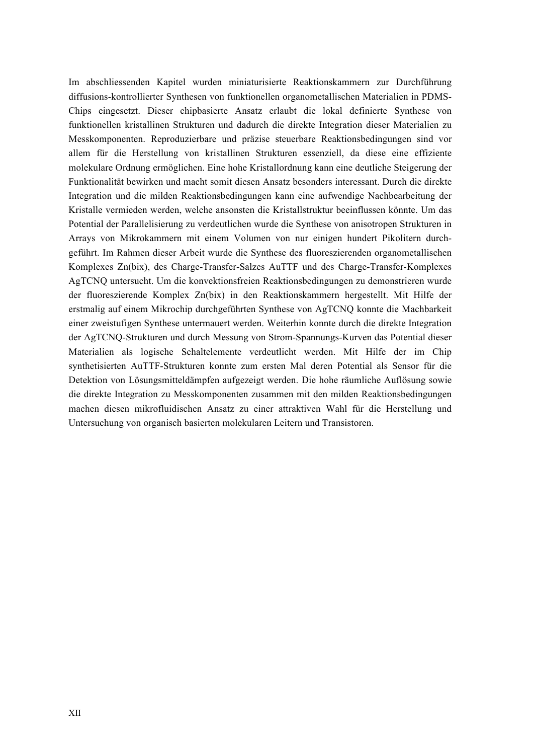Im abschliessenden Kapitel wurden miniaturisierte Reaktionskammern zur Durchführung diffusions-kontrollierter Synthesen von funktionellen organometallischen Materialien in PDMS-Chips eingesetzt. Dieser chipbasierte Ansatz erlaubt die lokal definierte Synthese von funktionellen kristallinen Strukturen und dadurch die direkte Integration dieser Materialien zu Messkomponenten. Reproduzierbare und präzise steuerbare Reaktionsbedingungen sind vor allem für die Herstellung von kristallinen Strukturen essenziell, da diese eine effiziente molekulare Ordnung ermöglichen. Eine hohe Kristallordnung kann eine deutliche Steigerung der Funktionalität bewirken und macht somit diesen Ansatz besonders interessant. Durch die direkte Integration und die milden Reaktionsbedingungen kann eine aufwendige Nachbearbeitung der Kristalle vermieden werden, welche ansonsten die Kristallstruktur beeinflussen könnte. Um das Potential der Parallelisierung zu verdeutlichen wurde die Synthese von anisotropen Strukturen in Arrays von Mikrokammern mit einem Volumen von nur einigen hundert Pikolitern durchgeführt. Im Rahmen dieser Arbeit wurde die Synthese des fluoreszierenden organometallischen Komplexes Zn(bix), des Charge-Transfer-Salzes AuTTF und des Charge-Transfer-Komplexes AgTCNQ untersucht. Um die konvektionsfreien Reaktionsbedingungen zu demonstrieren wurde der fluoreszierende Komplex Zn(bix) in den Reaktionskammern hergestellt. Mit Hilfe der erstmalig auf einem Mikrochip durchgeführten Synthese von AgTCNQ konnte die Machbarkeit einer zweistufigen Synthese untermauert werden. Weiterhin konnte durch die direkte Integration der AgTCNQ-Strukturen und durch Messung von Strom-Spannungs-Kurven das Potential dieser Materialien als logische Schaltelemente verdeutlicht werden. Mit Hilfe der im Chip synthetisierten AuTTF-Strukturen konnte zum ersten Mal deren Potential als Sensor für die Detektion von Lösungsmitteldämpfen aufgezeigt werden. Die hohe räumliche Auflösung sowie die direkte Integration zu Messkomponenten zusammen mit den milden Reaktionsbedingungen machen diesen mikrofluidischen Ansatz zu einer attraktiven Wahl für die Herstellung und Untersuchung von organisch basierten molekularen Leitern und Transistoren.